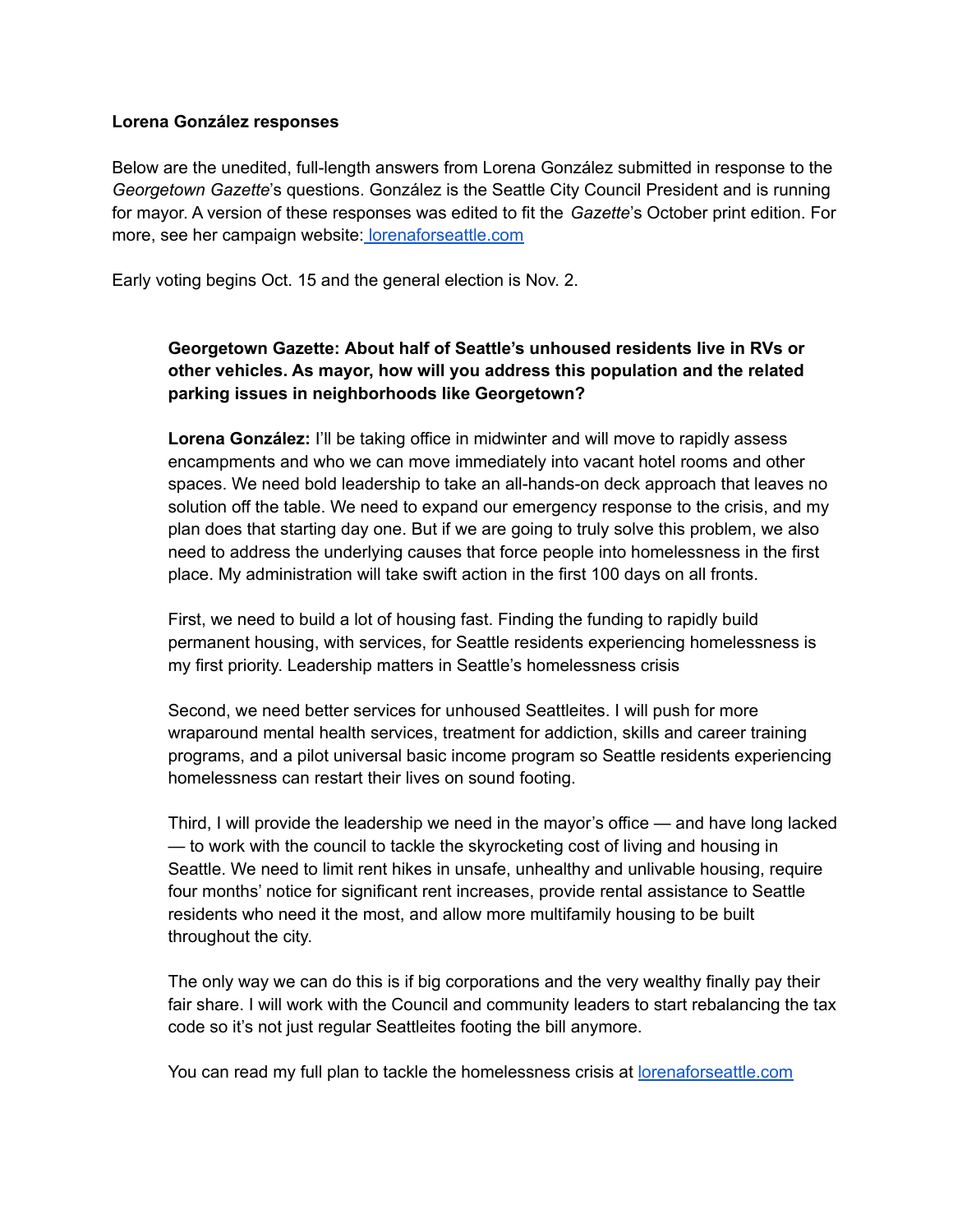**Lorena González responses**

Below are the unedited, full-length answers from Lorena González submitted in response to the *Georgetown Gazette*'s questions. González is the Seattle City Council President and is running for mayor. A version of these responses was edited to fit the *Gazette*'s October print edition. For more, see her campaign website: [lorenaforseattle.com](lorenaforseattle.com)

Early voting begins Oct. 15 and the general election is Nov. 2.

> **Georgetown Gazette: About half of Seattle's unhoused residents live in RVs or other vehicles. As mayor, how will you address this population and the related parking issues in neighborhoods like Georgetown?**
>
> **Lorena González:** I'll be taking office in midwinter and will move to rapidly assess encampments and who we can move immediately into vacant hotel rooms and other spaces. We need bold leadership to take an all-hands-on deck approach that leaves no solution off the table. We need to expand our emergency response to the crisis, and my plan does that starting day one. But if we are going to truly solve this problem, we also need to address the underlying causes that force people into homelessness in the first place. My administration will take swift action in the first 100 days on all fronts.
>
> First, we need to build a lot of housing fast. Finding the funding to rapidly build permanent housing, with services, for Seattle residents experiencing homelessness is my first priority. Leadership matters in Seattle's homelessness crisis
>
> Second, we need better services for unhoused Seattleites. I will push for more wraparound mental health services, treatment for addiction, skills and career training programs, and a pilot universal basic income program so Seattle residents experiencing homelessness can restart their lives on sound footing.
>
> Third, I will provide the leadership we need in the mayor's office — and have long lacked — to work with the council to tackle the skyrocketing cost of living and housing in Seattle. We need to limit rent hikes in unsafe, unhealthy and unlivable housing, require four months' notice for significant rent increases, provide rental assistance to Seattle residents who need it the most, and allow more multifamily housing to be built throughout the city.
>
> The only way we can do this is if big corporations and the very wealthy finally pay their fair share. I will work with the Council and community leaders to start rebalancing the tax code so it's not just regular Seattleites footing the bill anymore.
>
> You can read my full plan to tackle the homelessness crisis at [lorenaforseattle.com](lorenaforseattle.com)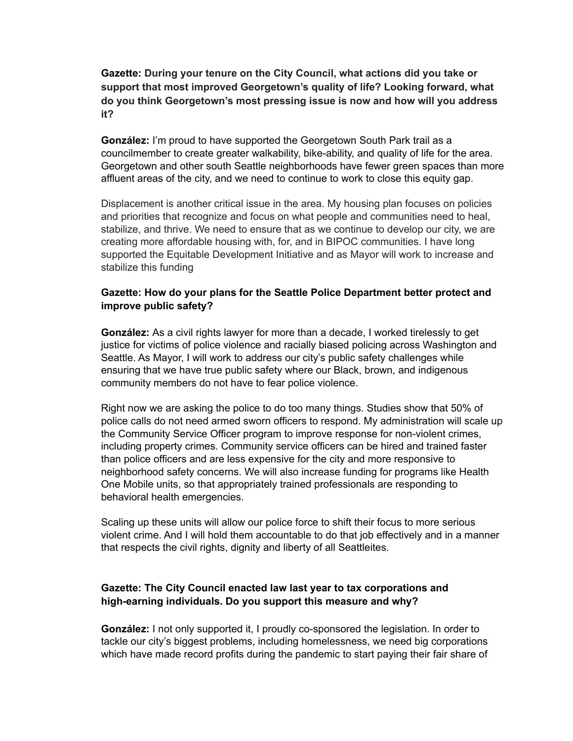**Gazette: During your tenure on the City Council, what actions did you take or support that most improved Georgetown's quality of life? Looking forward, what do you think Georgetown's most pressing issue is now and how will you address it?**

**González:** I'm proud to have supported the Georgetown South Park trail as a councilmember to create greater walkability, bike-ability, and quality of life for the area. Georgetown and other south Seattle neighborhoods have fewer green spaces than more affluent areas of the city, and we need to continue to work to close this equity gap.

Displacement is another critical issue in the area. My housing plan focuses on policies and priorities that recognize and focus on what people and communities need to heal, stabilize, and thrive. We need to ensure that as we continue to develop our city, we are creating more affordable housing with, for, and in BIPOC communities. I have long supported the Equitable Development Initiative and as Mayor will work to increase and stabilize this funding

**Gazette: How do your plans for the Seattle Police Department better protect and improve public safety?**

**González:** As a civil rights lawyer for more than a decade, I worked tirelessly to get justice for victims of police violence and racially biased policing across Washington and Seattle. As Mayor, I will work to address our city's public safety challenges while ensuring that we have true public safety where our Black, brown, and indigenous community members do not have to fear police violence.

Right now we are asking the police to do too many things. Studies show that 50% of police calls do not need armed sworn officers to respond. My administration will scale up the Community Service Officer program to improve response for non-violent crimes, including property crimes. Community service officers can be hired and trained faster than police officers and are less expensive for the city and more responsive to neighborhood safety concerns. We will also increase funding for programs like Health One Mobile units, so that appropriately trained professionals are responding to behavioral health emergencies.

Scaling up these units will allow our police force to shift their focus to more serious violent crime. And I will hold them accountable to do that job effectively and in a manner that respects the civil rights, dignity and liberty of all Seattleites.

**Gazette: The City Council enacted law last year to tax corporations and high-earning individuals. Do you support this measure and why?**

**González:** I not only supported it, I proudly co-sponsored the legislation. In order to tackle our city's biggest problems, including homelessness, we need big corporations which have made record profits during the pandemic to start paying their fair share of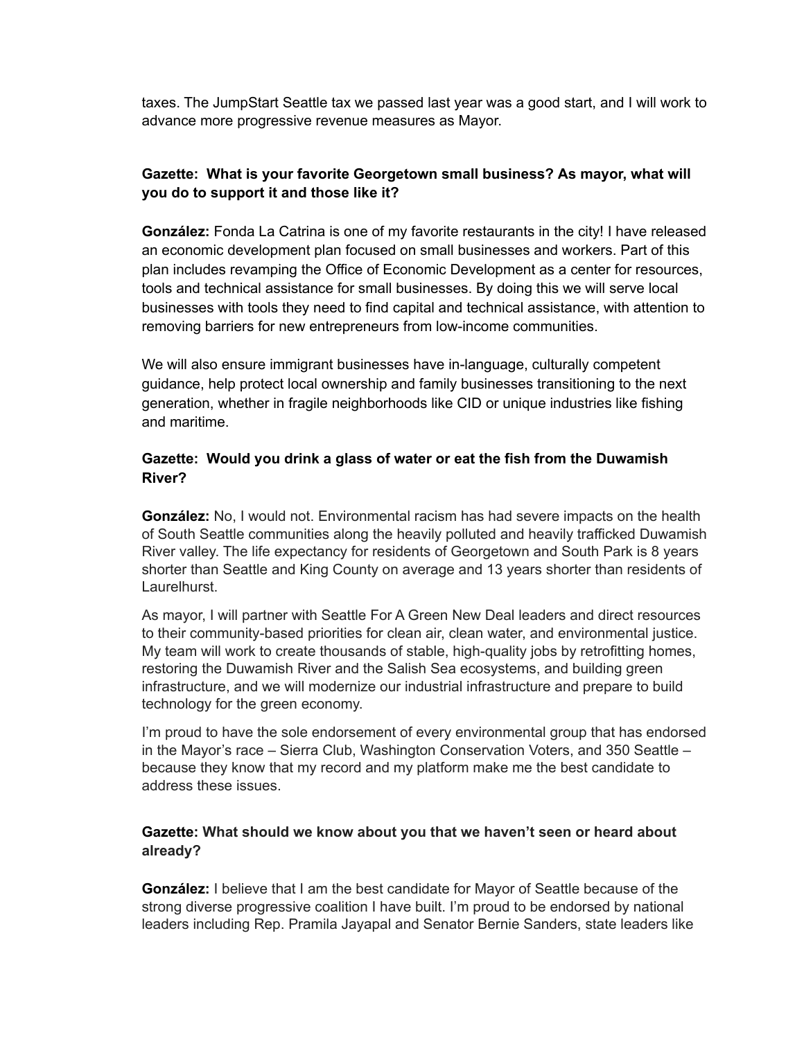taxes. The JumpStart Seattle tax we passed last year was a good start, and I will work to advance more progressive revenue measures as Mayor.

**Gazette: What is your favorite Georgetown small business? As mayor, what will you do to support it and those like it?**

**González:** Fonda La Catrina is one of my favorite restaurants in the city! I have released an economic development plan focused on small businesses and workers. Part of this plan includes revamping the Office of Economic Development as a center for resources, tools and technical assistance for small businesses. By doing this we will serve local businesses with tools they need to find capital and technical assistance, with attention to removing barriers for new entrepreneurs from low-income communities.

We will also ensure immigrant businesses have in-language, culturally competent guidance, help protect local ownership and family businesses transitioning to the next generation, whether in fragile neighborhoods like CID or unique industries like fishing and maritime.

**Gazette: Would you drink a glass of water or eat the fish from the Duwamish River?**

**González:** No, I would not. Environmental racism has had severe impacts on the health of South Seattle communities along the heavily polluted and heavily trafficked Duwamish River valley. The life expectancy for residents of Georgetown and South Park is 8 years shorter than Seattle and King County on average and 13 years shorter than residents of Laurelhurst.

As mayor, I will partner with Seattle For A Green New Deal leaders and direct resources to their community-based priorities for clean air, clean water, and environmental justice. My team will work to create thousands of stable, high-quality jobs by retrofitting homes, restoring the Duwamish River and the Salish Sea ecosystems, and building green infrastructure, and we will modernize our industrial infrastructure and prepare to build technology for the green economy.

I'm proud to have the sole endorsement of every environmental group that has endorsed in the Mayor's race – Sierra Club, Washington Conservation Voters, and 350 Seattle – because they know that my record and my platform make me the best candidate to address these issues.

**Gazette: What should we know about you that we haven't seen or heard about already?**

**González:** I believe that I am the best candidate for Mayor of Seattle because of the strong diverse progressive coalition I have built. I'm proud to be endorsed by national leaders including Rep. Pramila Jayapal and Senator Bernie Sanders, state leaders like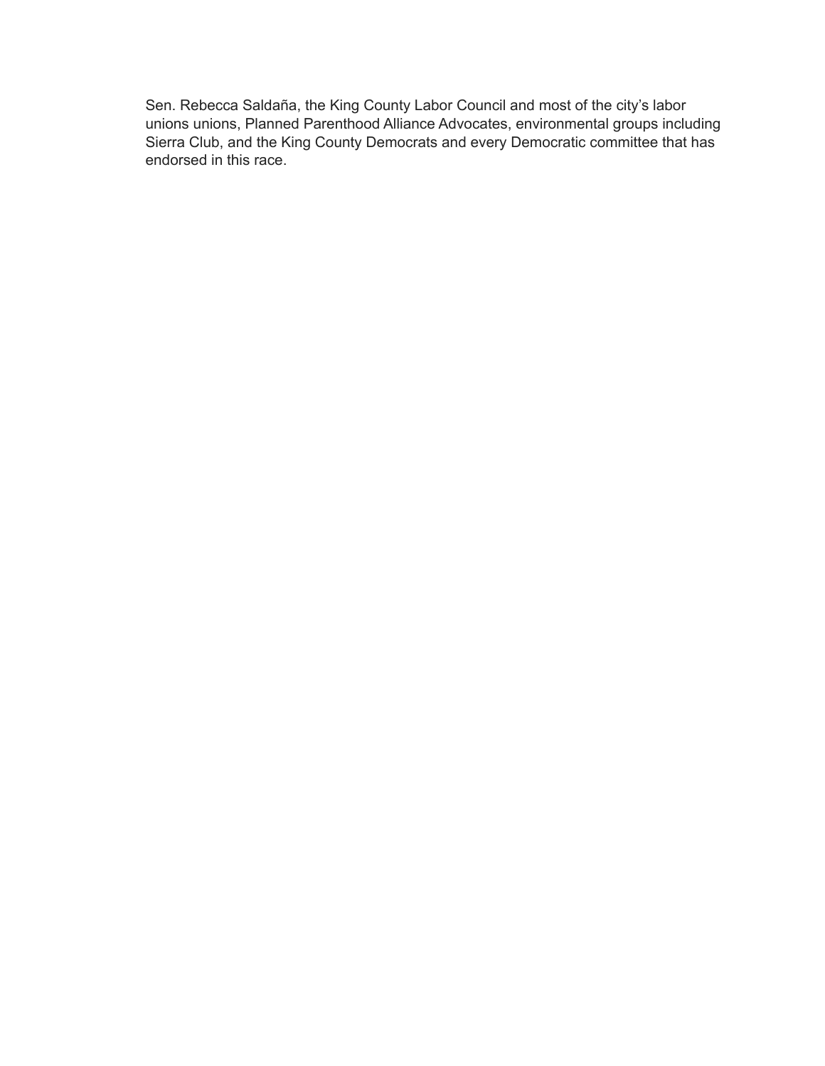Sen. Rebecca Saldaña, the King County Labor Council and most of the city's labor unions unions, Planned Parenthood Alliance Advocates, environmental groups including Sierra Club, and the King County Democrats and every Democratic committee that has endorsed in this race.